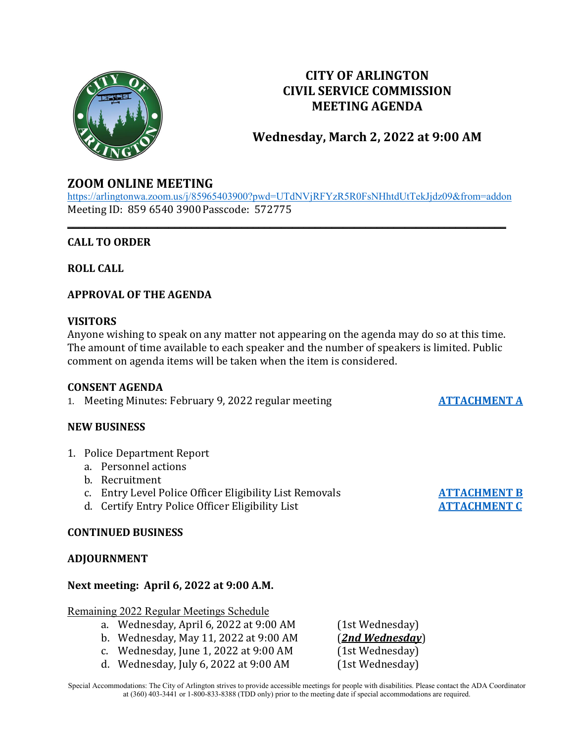# CITY OF ARLINGTON
# CIVIL SERVICE COMMISSION
# MEETING AGENDA

## Wednesday, March 2, 2022 at 9:00 AM

## ZOOM ONLINE MEETING

https://arlingtonwa.zoom.us/j/85965403900?pwd=UTdNVjRFYzR5R0FsNHhtdUtTekJjdz09&from=addon
Meeting ID: 859 6540 3900 Passcode: 572775

---

**CALL TO ORDER**

**ROLL CALL**

**APPROVAL OF THE AGENDA**

**VISITORS**
Anyone wishing to speak on any matter not appearing on the agenda may do so at this time. The amount of time available to each speaker and the number of speakers is limited. Public comment on agenda items will be taken when the item is considered.

**CONSENT AGENDA**

1. Meeting Minutes: February 9, 2022 regular meeting — **ATTACHMENT A**

**NEW BUSINESS**

1. Police Department Report
   a. Personnel actions
   b. Recruitment
   c. Entry Level Police Officer Eligibility List Removals — **ATTACHMENT B**
   d. Certify Entry Police Officer Eligibility List — **ATTACHMENT C**

**CONTINUED BUSINESS**

**ADJOURNMENT**

**Next meeting: April 6, 2022 at 9:00 A.M.**

Remaining 2022 Regular Meetings Schedule

a. Wednesday, April 6, 2022 at 9:00 AM (1st Wednesday)
b. Wednesday, May 11, 2022 at 9:00 AM (***2nd Wednesday***)
c. Wednesday, June 1, 2022 at 9:00 AM (1st Wednesday)
d. Wednesday, July 6, 2022 at 9:00 AM (1st Wednesday)

Special Accommodations: The City of Arlington strives to provide accessible meetings for people with disabilities. Please contact the ADA Coordinator at (360) 403-3441 or 1-800-833-8388 (TDD only) prior to the meeting date if special accommodations are required.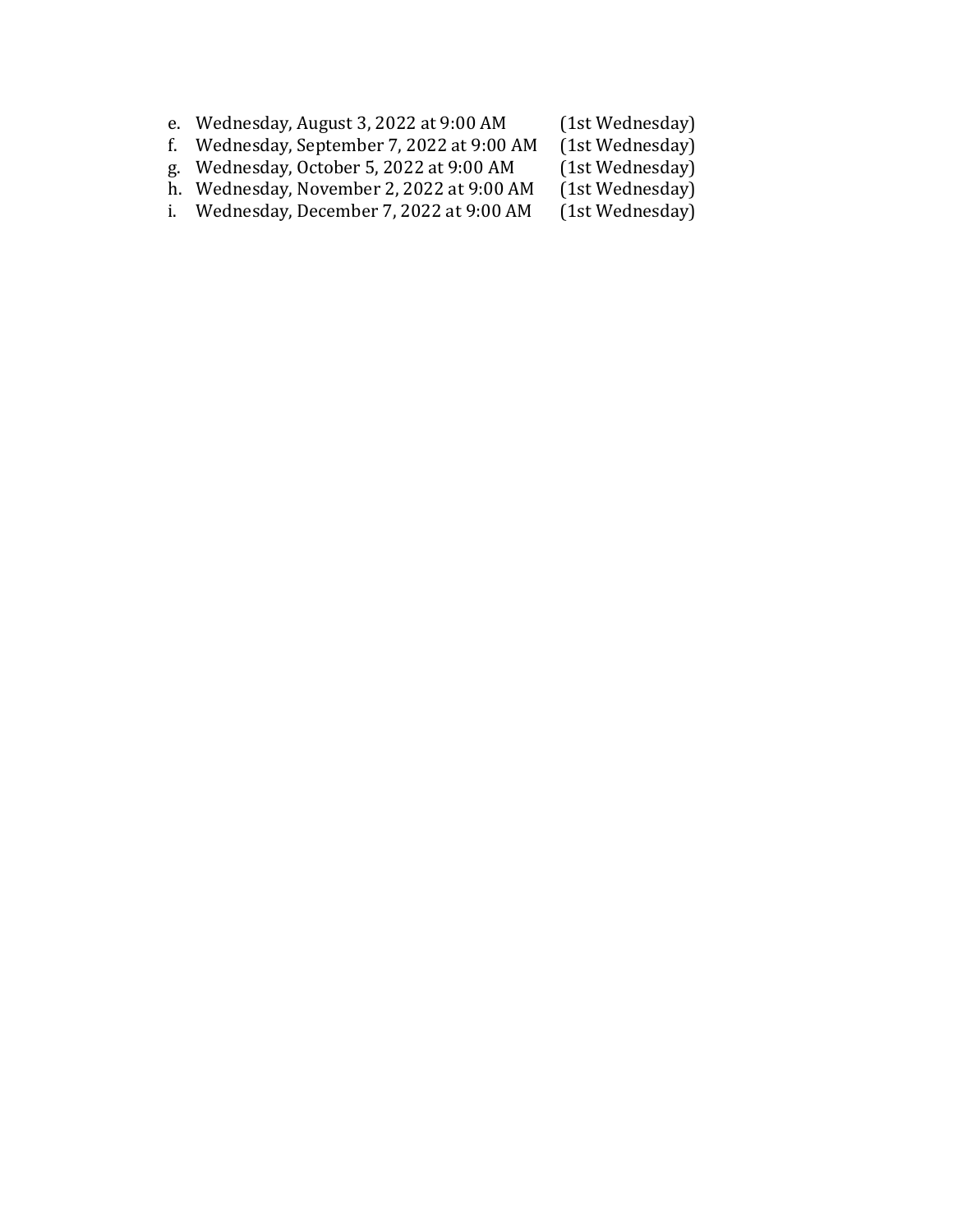e. Wednesday, August 3, 2022 at 9:00 AM (1st Wednesday)
f. Wednesday, September 7, 2022 at 9:00 AM (1st Wednesday)
g. Wednesday, October 5, 2022 at 9:00 AM (1st Wednesday)
h. Wednesday, November 2, 2022 at 9:00 AM (1st Wednesday)
i. Wednesday, December 7, 2022 at 9:00 AM (1st Wednesday)